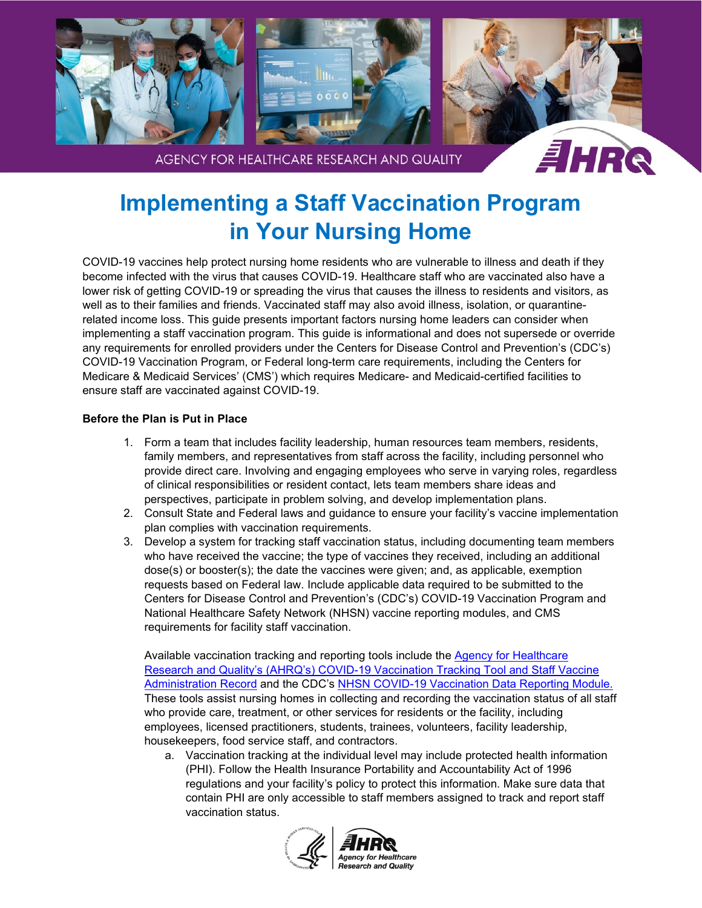# Implementing a Staff Vaccination Program in Your Nursing Home

COVID-19 vaccines help protect nursing home residents who are vulnerable to illness and death if they become infected with the virus that causes COVID-19. Healthcare staff who are vaccinated also have a lower risk of getting COVID-19 or spreading the virus that causes the illness to residents and visitors, as well as to their families and friends. Vaccinated staff may also avoid illness, isolation, or quarantine-related income loss. This guide presents important factors nursing home leaders can consider when implementing a staff vaccination program. This guide is informational and does not supersede or override any requirements for enrolled providers under the Centers for Disease Control and Prevention's (CDC's) COVID-19 Vaccination Program, or Federal long-term care requirements, including the Centers for Medicare & Medicaid Services' (CMS') which requires Medicare- and Medicaid-certified facilities to ensure staff are vaccinated against COVID-19.

**Before the Plan is Put in Place**

1. Form a team that includes facility leadership, human resources team members, residents, family members, and representatives from staff across the facility, including personnel who provide direct care. Involving and engaging employees who serve in varying roles, regardless of clinical responsibilities or resident contact, lets team members share ideas and perspectives, participate in problem solving, and develop implementation plans.
2. Consult State and Federal laws and guidance to ensure your facility's vaccine implementation plan complies with vaccination requirements.
3. Develop a system for tracking staff vaccination status, including documenting team members who have received the vaccine; the type of vaccines they received, including an additional dose(s) or booster(s); the date the vaccines were given; and, as applicable, exemption requests based on Federal law. Include applicable data required to be submitted to the Centers for Disease Control and Prevention's (CDC's) COVID-19 Vaccination Program and National Healthcare Safety Network (NHSN) vaccine reporting modules, and CMS requirements for facility staff vaccination.

   Available vaccination tracking and reporting tools include the Agency for Healthcare Research and Quality's (AHRQ's) COVID-19 Vaccination Tracking Tool and Staff Vaccine Administration Record and the CDC's NHSN COVID-19 Vaccination Data Reporting Module. These tools assist nursing homes in collecting and recording the vaccination status of all staff who provide care, treatment, or other services for residents or the facility, including employees, licensed practitioners, students, trainees, volunteers, facility leadership, housekeepers, food service staff, and contractors.

   a. Vaccination tracking at the individual level may include protected health information (PHI). Follow the Health Insurance Portability and Accountability Act of 1996 regulations and your facility's policy to protect this information. Make sure data that contain PHI are only accessible to staff members assigned to track and report staff vaccination status.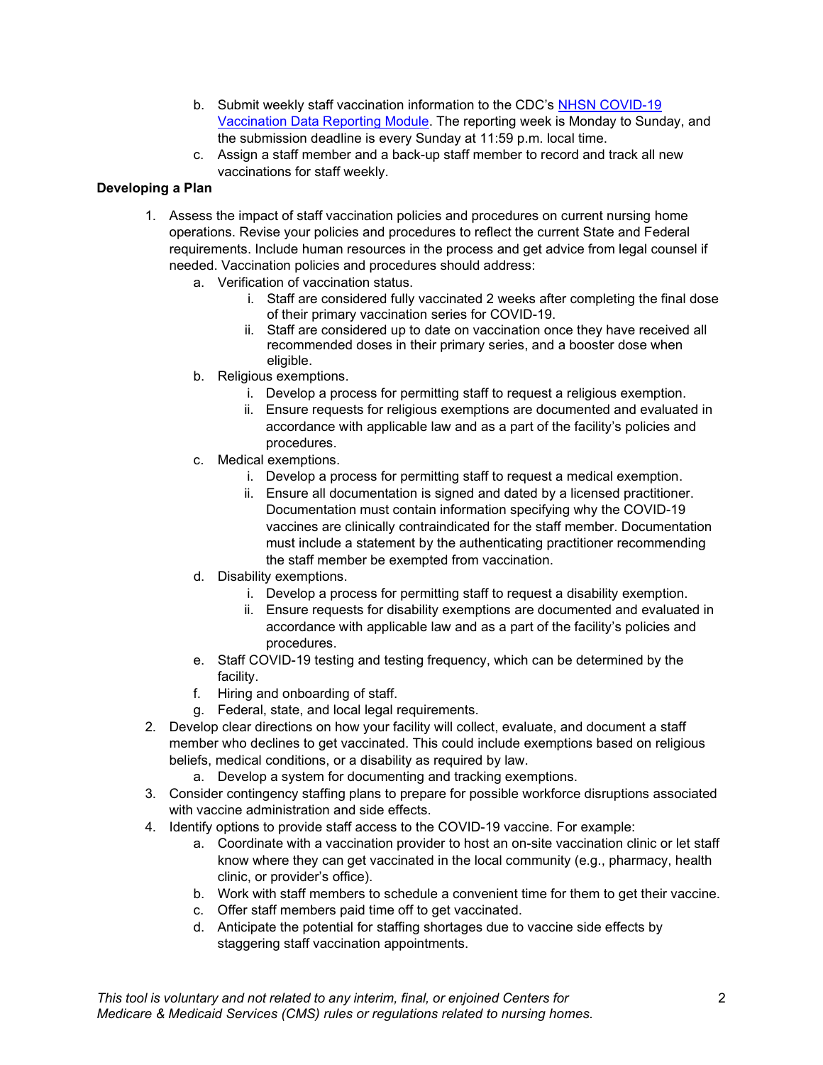b. Submit weekly staff vaccination information to the CDC's [NHSN COVID-19 Vaccination Data Reporting Module](). The reporting week is Monday to Sunday, and the submission deadline is every Sunday at 11:59 p.m. local time.
   c. Assign a staff member and a back-up staff member to record and track all new vaccinations for staff weekly.

**Developing a Plan**

1. Assess the impact of staff vaccination policies and procedures on current nursing home operations. Revise your policies and procedures to reflect the current State and Federal requirements. Include human resources in the process and get advice from legal counsel if needed. Vaccination policies and procedures should address:
   a. Verification of vaccination status.
      i. Staff are considered fully vaccinated 2 weeks after completing the final dose of their primary vaccination series for COVID-19.
      ii. Staff are considered up to date on vaccination once they have received all recommended doses in their primary series, and a booster dose when eligible.
   b. Religious exemptions.
      i. Develop a process for permitting staff to request a religious exemption.
      ii. Ensure requests for religious exemptions are documented and evaluated in accordance with applicable law and as a part of the facility's policies and procedures.
   c. Medical exemptions.
      i. Develop a process for permitting staff to request a medical exemption.
      ii. Ensure all documentation is signed and dated by a licensed practitioner. Documentation must contain information specifying why the COVID-19 vaccines are clinically contraindicated for the staff member. Documentation must include a statement by the authenticating practitioner recommending the staff member be exempted from vaccination.
   d. Disability exemptions.
      i. Develop a process for permitting staff to request a disability exemption.
      ii. Ensure requests for disability exemptions are documented and evaluated in accordance with applicable law and as a part of the facility's policies and procedures.
   e. Staff COVID-19 testing and testing frequency, which can be determined by the facility.
   f. Hiring and onboarding of staff.
   g. Federal, state, and local legal requirements.
2. Develop clear directions on how your facility will collect, evaluate, and document a staff member who declines to get vaccinated. This could include exemptions based on religious beliefs, medical conditions, or a disability as required by law.
   a. Develop a system for documenting and tracking exemptions.
3. Consider contingency staffing plans to prepare for possible workforce disruptions associated with vaccine administration and side effects.
4. Identify options to provide staff access to the COVID-19 vaccine. For example:
   a. Coordinate with a vaccination provider to host an on-site vaccination clinic or let staff know where they can get vaccinated in the local community (e.g., pharmacy, health clinic, or provider's office).
   b. Work with staff members to schedule a convenient time for them to get their vaccine.
   c. Offer staff members paid time off to get vaccinated.
   d. Anticipate the potential for staffing shortages due to vaccine side effects by staggering staff vaccination appointments.

*This tool is voluntary and not related to any interim, final, or enjoined Centers for Medicare & Medicaid Services (CMS) rules or regulations related to nursing homes.*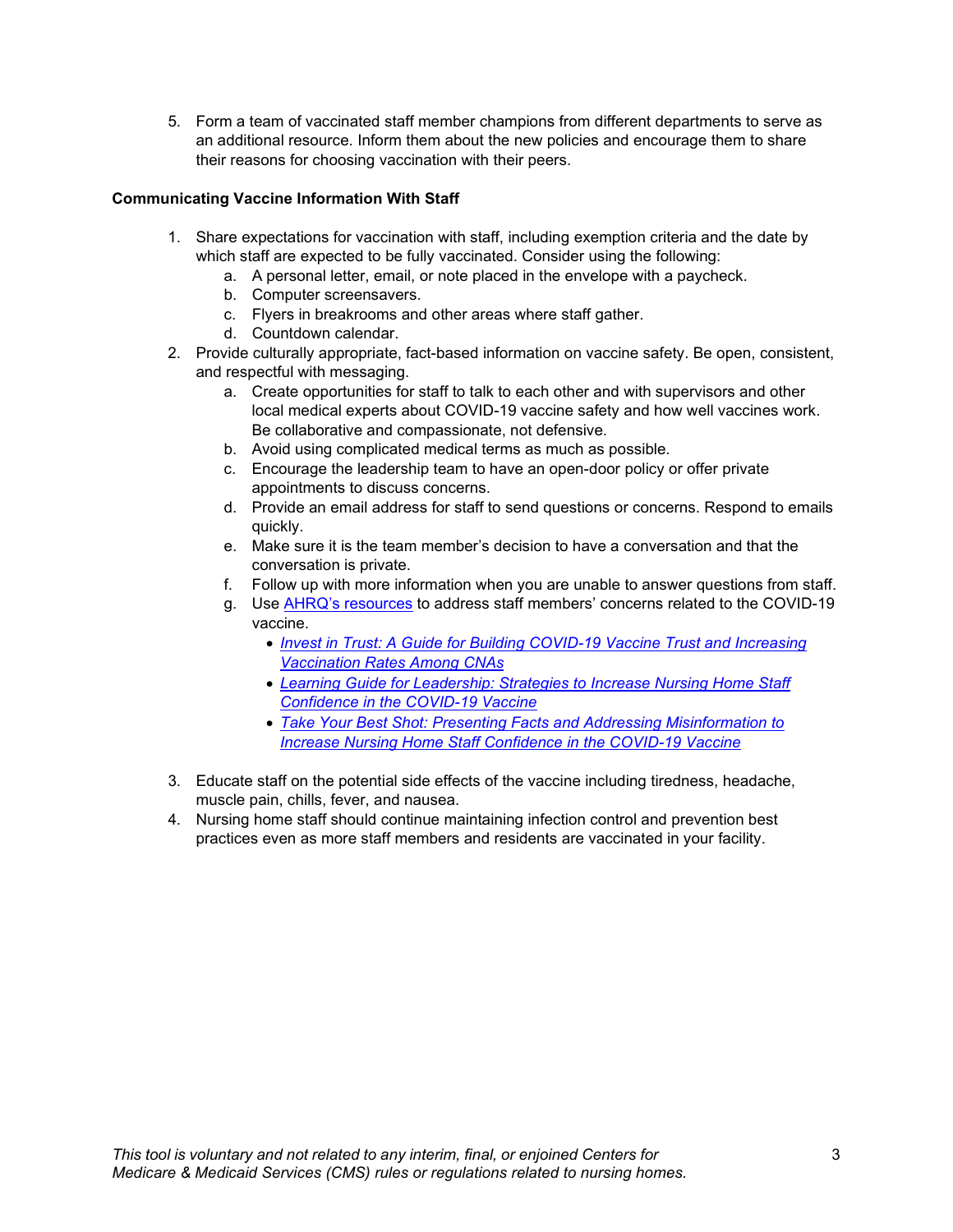5. Form a team of vaccinated staff member champions from different departments to serve as an additional resource. Inform them about the new policies and encourage them to share their reasons for choosing vaccination with their peers.

**Communicating Vaccine Information With Staff**

1. Share expectations for vaccination with staff, including exemption criteria and the date by which staff are expected to be fully vaccinated. Consider using the following:
   a. A personal letter, email, or note placed in the envelope with a paycheck.
   b. Computer screensavers.
   c. Flyers in breakrooms and other areas where staff gather.
   d. Countdown calendar.
2. Provide culturally appropriate, fact-based information on vaccine safety. Be open, consistent, and respectful with messaging.
   a. Create opportunities for staff to talk to each other and with supervisors and other local medical experts about COVID-19 vaccine safety and how well vaccines work. Be collaborative and compassionate, not defensive.
   b. Avoid using complicated medical terms as much as possible.
   c. Encourage the leadership team to have an open-door policy or offer private appointments to discuss concerns.
   d. Provide an email address for staff to send questions or concerns. Respond to emails quickly.
   e. Make sure it is the team member's decision to have a conversation and that the conversation is private.
   f. Follow up with more information when you are unable to answer questions from staff.
   g. Use AHRQ's resources to address staff members' concerns related to the COVID-19 vaccine.
      - *Invest in Trust: A Guide for Building COVID-19 Vaccine Trust and Increasing Vaccination Rates Among CNAs*
      - *Learning Guide for Leadership: Strategies to Increase Nursing Home Staff Confidence in the COVID-19 Vaccine*
      - *Take Your Best Shot: Presenting Facts and Addressing Misinformation to Increase Nursing Home Staff Confidence in the COVID-19 Vaccine*
3. Educate staff on the potential side effects of the vaccine including tiredness, headache, muscle pain, chills, fever, and nausea.
4. Nursing home staff should continue maintaining infection control and prevention best practices even as more staff members and residents are vaccinated in your facility.

*This tool is voluntary and not related to any interim, final, or enjoined Centers for Medicare & Medicaid Services (CMS) rules or regulations related to nursing homes.*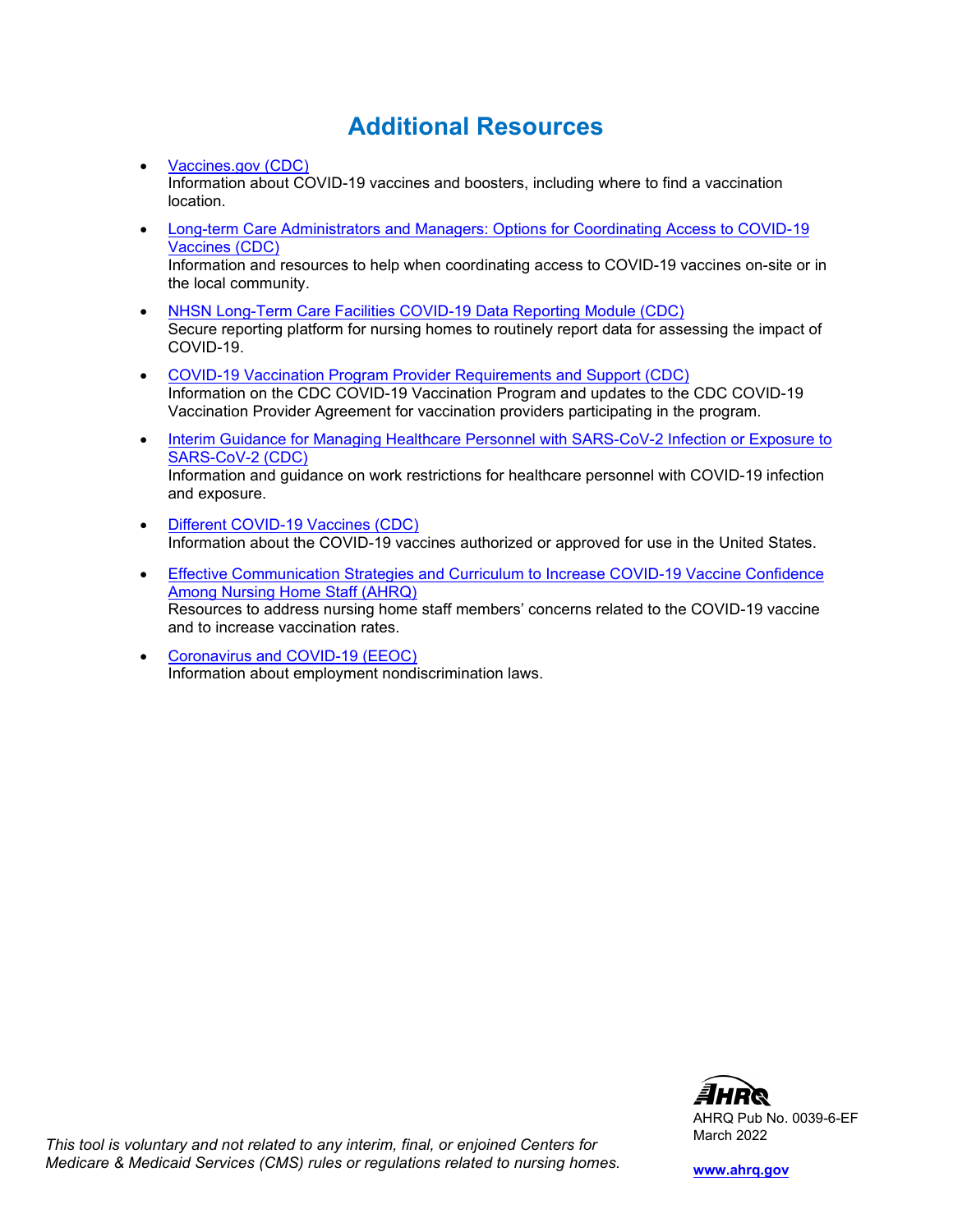# Additional Resources

- Vaccines.gov (CDC)
  Information about COVID-19 vaccines and boosters, including where to find a vaccination location.
- Long-term Care Administrators and Managers: Options for Coordinating Access to COVID-19 Vaccines (CDC)
  Information and resources to help when coordinating access to COVID-19 vaccines on-site or in the local community.
- NHSN Long-Term Care Facilities COVID-19 Data Reporting Module (CDC)
  Secure reporting platform for nursing homes to routinely report data for assessing the impact of COVID-19.
- COVID-19 Vaccination Program Provider Requirements and Support (CDC)
  Information on the CDC COVID-19 Vaccination Program and updates to the CDC COVID-19 Vaccination Provider Agreement for vaccination providers participating in the program.
- Interim Guidance for Managing Healthcare Personnel with SARS-CoV-2 Infection or Exposure to SARS-CoV-2 (CDC)
  Information and guidance on work restrictions for healthcare personnel with COVID-19 infection and exposure.
- Different COVID-19 Vaccines (CDC)
  Information about the COVID-19 vaccines authorized or approved for use in the United States.
- Effective Communication Strategies and Curriculum to Increase COVID-19 Vaccine Confidence Among Nursing Home Staff (AHRQ)
  Resources to address nursing home staff members' concerns related to the COVID-19 vaccine and to increase vaccination rates.
- Coronavirus and COVID-19 (EEOC)
  Information about employment nondiscrimination laws.

*This tool is voluntary and not related to any interim, final, or enjoined Centers for Medicare & Medicaid Services (CMS) rules or regulations related to nursing homes.*

AHRQ Pub No. 0039-6-EF
March 2022

**www.ahrq.gov**